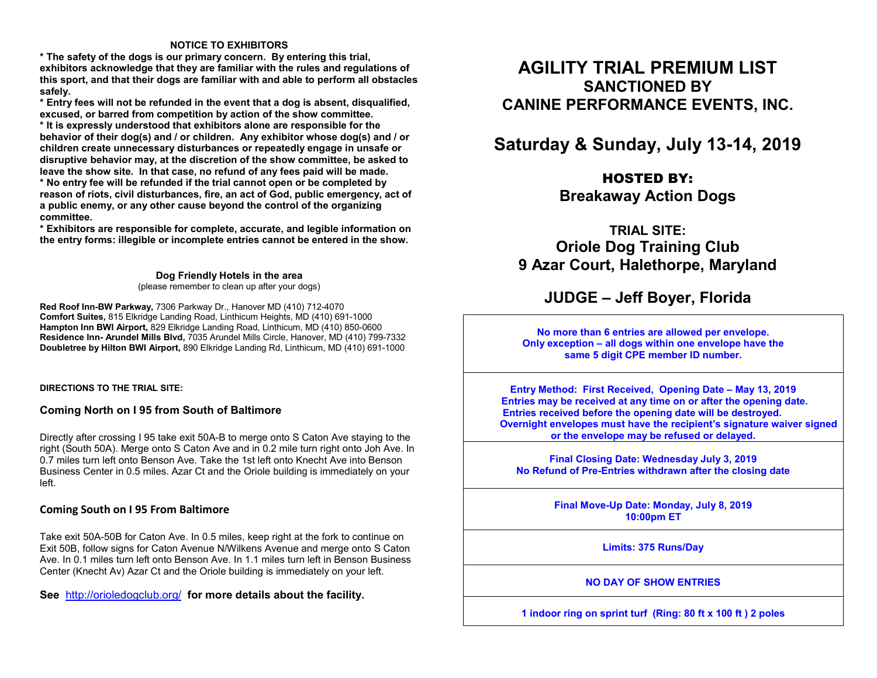**NOTICE TO EXHIBITORS**

**\* The safety of the dogs is our primary concern. By entering this trial, exhibitors acknowledge that they are familiar with the rules and regulations of this sport, and that their dogs are familiar with and able to perform all obstacles safely.**

**\* Entry fees will not be refunded in the event that a dog is absent, disqualified, excused, or barred from competition by action of the show committee.**

**\* It is expressly understood that exhibitors alone are responsible for the behavior of their dog(s) and / or children. Any exhibitor whose dog(s) and / or children create unnecessary disturbances or repeatedly engage in unsafe or disruptive behavior may, at the discretion of the show committee, be asked to leave the show site. In that case, no refund of any fees paid will be made.**

**\* No entry fee will be refunded if the trial cannot open or be completed by reason of riots, civil disturbances, fire, an act of God, public emergency, act of a public enemy, or any other cause beyond the control of the organizing committee.**

**\* Exhibitors are responsible for complete, accurate, and legible information on the entry forms: illegible or incomplete entries cannot be entered in the show.**

**Dog Friendly Hotels in the area**

(please remember to clean up after your dogs)

**Red Roof Inn-BW Parkway,** 7306 Parkway Dr., Hanover MD (410) 712-4070
**Comfort Suites,** 815 Elkridge Landing Road, Linthicum Heights, MD (410) 691-1000
**Hampton Inn BWI Airport,** 829 Elkridge Landing Road, Linthicum, MD (410) 850-0600
**Residence Inn- Arundel Mills Blvd,** 7035 Arundel Mills Circle, Hanover, MD (410) 799-7332
**Doubletree by Hilton BWI Airport,** 890 Elkridge Landing Rd, Linthicum, MD (410) 691-1000

**DIRECTIONS TO THE TRIAL SITE:**

### Coming North on I 95 from South of Baltimore

Directly after crossing I 95 take exit 50A-B to merge onto S Caton Ave staying to the right (South 50A). Merge onto S Caton Ave and in 0.2 mile turn right onto Joh Ave. In 0.7 miles turn left onto Benson Ave. Take the 1st left onto Knecht Ave into Benson Business Center in 0.5 miles. Azar Ct and the Oriole building is immediately on your left.

### Coming South on I 95 From Baltimore

Take exit 50A-50B for Caton Ave. In 0.5 miles, keep right at the fork to continue on Exit 50B, follow signs for Caton Avenue N/Wilkens Avenue and merge onto S Caton Ave. In 0.1 miles turn left onto Benson Ave. In 1.1 miles turn left in Benson Business Center (Knecht Av) Azar Ct and the Oriole building is immediately on your left.

**See** http://orioledogclub.org/ **for more details about the facility.**

# AGILITY TRIAL PREMIUM LIST
## SANCTIONED BY
## CANINE PERFORMANCE EVENTS, INC.

## Saturday & Sunday, July 13-14, 2019

## HOSTED BY:
## Breakaway Action Dogs

## TRIAL SITE:
## Oriole Dog Training Club
## 9 Azar Court, Halethorpe, Maryland

## JUDGE – Jeff Boyer, Florida

**No more than 6 entries are allowed per envelope.**
**Only exception – all dogs within one envelope have the same 5 digit CPE member ID number.**

**Entry Method: First Received, Opening Date – May 13, 2019**
**Entries may be received at any time on or after the opening date.**
**Entries received before the opening date will be destroyed.**
**Overnight envelopes must have the recipient's signature waiver signed or the envelope may be refused or delayed.**

**Final Closing Date: Wednesday July 3, 2019**
**No Refund of Pre-Entries withdrawn after the closing date**

**Final Move-Up Date: Monday, July 8, 2019**
**10:00pm ET**

**Limits: 375 Runs/Day**

**NO DAY OF SHOW ENTRIES**

**1 indoor ring on sprint turf (Ring: 80 ft x 100 ft ) 2 poles**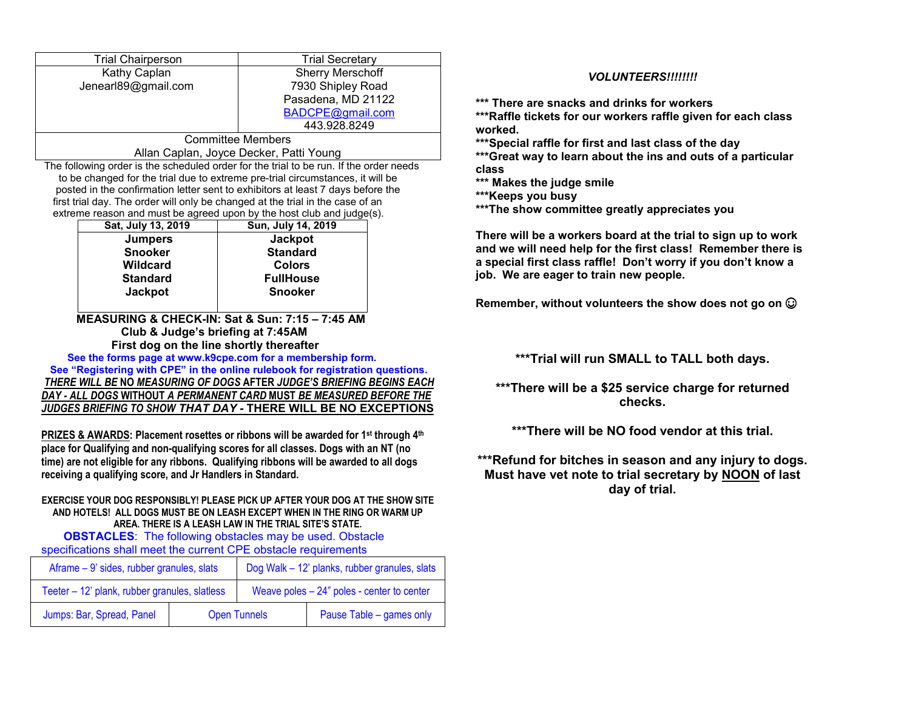| Trial Chairperson | Trial Secretary |
|---|---|
| Kathy Caplan<br>Jenearl89@gmail.com | Sherry Merschoff<br>7930 Shipley Road<br>Pasadena, MD 21122<br>BADCPE@gmail.com<br>443.928.8249 |
| Committee Members<br>Allan Caplan, Joyce Decker, Patti Young | |

The following order is the scheduled order for the trial to be run. If the order needs to be changed for the trial due to extreme pre-trial circumstances, it will be posted in the confirmation letter sent to exhibitors at least 7 days before the first trial day. The order will only be changed at the trial in the case of an extreme reason and must be agreed upon by the host club and judge(s).

| Sat, July 13, 2019 | Sun, July 14, 2019 |
|---|---|
| **Jumpers** | **Jackpot** |
| **Snooker** | **Standard** |
| **Wildcard** | **Colors** |
| **Standard** | **FullHouse** |
| **Jackpot** | **Snooker** |

**MEASURING & CHECK-IN: Sat & Sun: 7:15 – 7:45 AM**
**Club & Judge's briefing at 7:45AM**
**First dog on the line shortly thereafter**

**See the forms page at www.k9cpe.com for a membership form.**
**See "Registering with CPE" in the online rulebook for registration questions.**

***THERE WILL BE* NO *MEASURING OF DOGS* AFTER *JUDGE'S BRIEFING BEGINS EACH DAY - ALL DOGS* WITHOUT *A PERMANENT CARD* MUST *BE MEASURED BEFORE THE JUDGES BRIEFING TO SHOW THAT DAY* - THERE WILL BE NO EXCEPTIONS**

**PRIZES & AWARDS: Placement rosettes or ribbons will be awarded for 1st through 4th place for Qualifying and non-qualifying scores for all classes. Dogs with an NT (no time) are not eligible for any ribbons. Qualifying ribbons will be awarded to all dogs receiving a qualifying score, and Jr Handlers in Standard.**

**EXERCISE YOUR DOG RESPONSIBLY! PLEASE PICK UP AFTER YOUR DOG AT THE SHOW SITE AND HOTELS! ALL DOGS MUST BE ON LEASH EXCEPT WHEN IN THE RING OR WARM UP AREA. THERE IS A LEASH LAW IN THE TRIAL SITE'S STATE.**

**OBSTACLES**: The following obstacles may be used. Obstacle specifications shall meet the current CPE obstacle requirements

| Aframe – 9' sides, rubber granules, slats | | Dog Walk – 12' planks, rubber granules, slats |
|---|---|---|
| Teeter – 12' plank, rubber granules, slatless | | Weave poles – 24" poles - center to center |
| Jumps: Bar, Spread, Panel | Open Tunnels | Pause Table – games only |

***VOLUNTEERS!!!!!!!!***

**\*\*\* There are snacks and drinks for workers**
**\*\*\*Raffle tickets for our workers raffle given for each class worked.**
**\*\*\*Special raffle for first and last class of the day**
**\*\*\*Great way to learn about the ins and outs of a particular class**
**\*\*\* Makes the judge smile**
**\*\*\*Keeps you busy**
**\*\*\*The show committee greatly appreciates you**

**There will be a workers board at the trial to sign up to work and we will need help for the first class! Remember there is a special first class raffle! Don't worry if you don't know a job. We are eager to train new people.**

**Remember, without volunteers the show does not go on ☺**

**\*\*\*Trial will run SMALL to TALL both days.**

**\*\*\*There will be a $25 service charge for returned checks.**

**\*\*\*There will be NO food vendor at this trial.**

**\*\*\*Refund for bitches in season and any injury to dogs. Must have vet note to trial secretary by NOON of last day of trial.**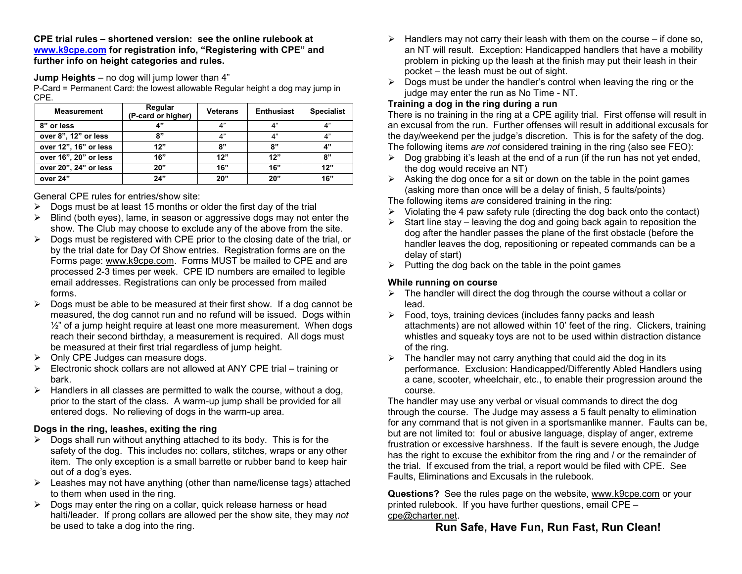**CPE trial rules – shortened version: see the online rulebook at [www.k9cpe.com](http://www.k9cpe.com) for registration info, "Registering with CPE" and further info on height categories and rules.**

**Jump Heights** – no dog will jump lower than 4"

P-Card = Permanent Card: the lowest allowable Regular height a dog may jump in CPE.

| Measurement | Regular (P-card or higher) | Veterans | Enthusiast | Specialist |
|---|---|---|---|---|
| 8" or less | 4" | 4" | 4" | 4" |
| over 8", 12" or less | 8" | 4" | 4" | 4" |
| over 12", 16" or less | 12" | 8" | 8" | 4" |
| over 16", 20" or less | 16" | 12" | 12" | 8" |
| over 20", 24" or less | 20" | 16" | 16" | 12" |
| over 24" | 24" | 20" | 20" | 16" |

General CPE rules for entries/show site:

- Dogs must be at least 15 months or older the first day of the trial
- Blind (both eyes), lame, in season or aggressive dogs may not enter the show. The Club may choose to exclude any of the above from the site.
- Dogs must be registered with CPE prior to the closing date of the trial, or by the trial date for Day Of Show entries. Registration forms are on the Forms page: www.k9cpe.com. Forms MUST be mailed to CPE and are processed 2-3 times per week. CPE ID numbers are emailed to legible email addresses. Registrations can only be processed from mailed forms.
- Dogs must be able to be measured at their first show. If a dog cannot be measured, the dog cannot run and no refund will be issued. Dogs within ½" of a jump height require at least one more measurement. When dogs reach their second birthday, a measurement is required. All dogs must be measured at their first trial regardless of jump height.
- Only CPE Judges can measure dogs.
- Electronic shock collars are not allowed at ANY CPE trial – training or bark.
- Handlers in all classes are permitted to walk the course, without a dog, prior to the start of the class. A warm-up jump shall be provided for all entered dogs. No relieving of dogs in the warm-up area.

**Dogs in the ring, leashes, exiting the ring**

- Dogs shall run without anything attached to its body. This is for the safety of the dog. This includes no: collars, stitches, wraps or any other item. The only exception is a small barrette or rubber band to keep hair out of a dog's eyes.
- Leashes may not have anything (other than name/license tags) attached to them when used in the ring.
- Dogs may enter the ring on a collar, quick release harness or head halti/leader. If prong collars are allowed per the show site, they may *not* be used to take a dog into the ring.
- Handlers may not carry their leash with them on the course – if done so, an NT will result. Exception: Handicapped handlers that have a mobility problem in picking up the leash at the finish may put their leash in their pocket – the leash must be out of sight.
- Dogs must be under the handler's control when leaving the ring or the judge may enter the run as No Time - NT.

**Training a dog in the ring during a run**

There is no training in the ring at a CPE agility trial. First offense will result in an excusal from the run. Further offenses will result in additional excusals for the day/weekend per the judge's discretion. This is for the safety of the dog.

The following items *are not* considered training in the ring (also see FEO):

- Dog grabbing it's leash at the end of a run (if the run has not yet ended, the dog would receive an NT)
- Asking the dog once for a sit or down on the table in the point games (asking more than once will be a delay of finish, 5 faults/points)

The following items *are* considered training in the ring:

- Violating the 4 paw safety rule (directing the dog back onto the contact)
- Start line stay – leaving the dog and going back again to reposition the dog after the handler passes the plane of the first obstacle (before the handler leaves the dog, repositioning or repeated commands can be a delay of start)
- Putting the dog back on the table in the point games

**While running on course**

- The handler will direct the dog through the course without a collar or lead.
- Food, toys, training devices (includes fanny packs and leash attachments) are not allowed within 10' feet of the ring. Clickers, training whistles and squeaky toys are not to be used within distraction distance of the ring.
- The handler may not carry anything that could aid the dog in its performance. Exclusion: Handicapped/Differently Abled Handlers using a cane, scooter, wheelchair, etc., to enable their progression around the course.

The handler may use any verbal or visual commands to direct the dog through the course. The Judge may assess a 5 fault penalty to elimination for any command that is not given in a sportsmanlike manner. Faults can be, but are not limited to: foul or abusive language, display of anger, extreme frustration or excessive harshness. If the fault is severe enough, the Judge has the right to excuse the exhibitor from the ring and / or the remainder of the trial. If excused from the trial, a report would be filed with CPE. See Faults, Eliminations and Excusals in the rulebook.

**Questions?** See the rules page on the website, www.k9cpe.com or your printed rulebook. If you have further questions, email CPE – cpe@charter.net.

**Run Safe, Have Fun, Run Fast, Run Clean!**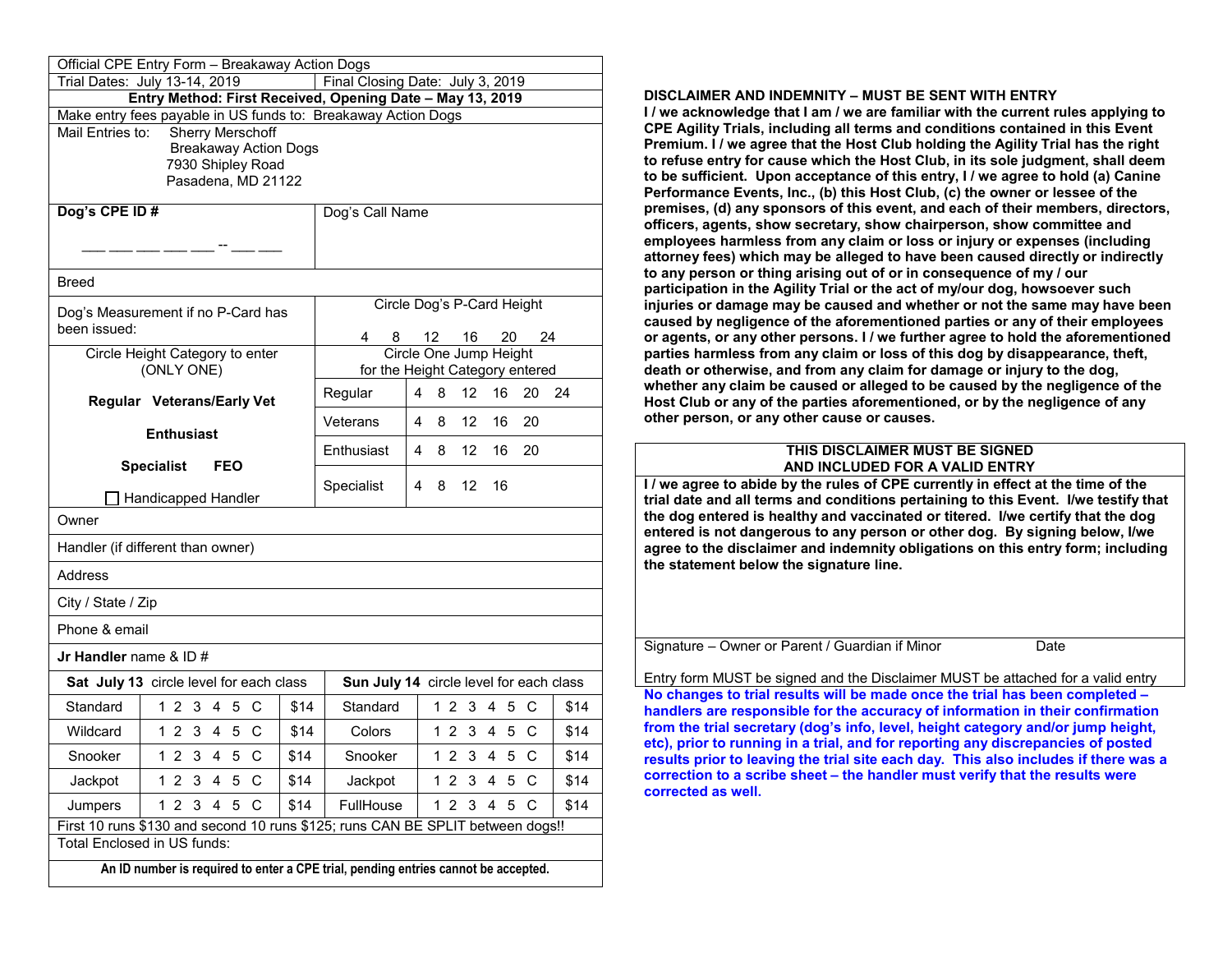| Official CPE Entry Form – Breakaway Action Dogs | |
|---|---|
| Trial Dates: July 13-14, 2019 | Final Closing Date: July 3, 2019 |
| **Entry Method: First Received, Opening Date – May 13, 2019** | |
| Make entry fees payable in US funds to: Breakaway Action Dogs | |
| Mail Entries to: Sherry Merschoff<br>Breakaway Action Dogs<br>7930 Shipley Road<br>Pasadena, MD 21122 | |
| **Dog's CPE ID #**<br>___ ___ ___ ___ ___ -- ___ ___ | Dog's Call Name |
| Breed | |
| Dog's Measurement if no P-Card has been issued: | Circle Dog's P-Card Height<br>4 8 12 16 20 24 |

| Circle Height Category to enter (ONLY ONE) | Circle One Jump Height for the Height Category entered | |
|---|---|---|
| **Regular** **Veterans/Early Vet** | Regular | 4 8 12 16 20 24 |
| **Enthusiast** | Veterans | 4 8 12 16 20 |
| **Specialist** **FEO** | Enthusiast | 4 8 12 16 20 |
| ☐ Handicapped Handler | Specialist | 4 8 12 16 |

| | |
|---|---|
| Owner | |
| Handler (if different than owner) | |
| Address | |
| City / State / Zip | |
| Phone & email | |
| **Jr Handler** name & ID # | |

| **Sat July 13** circle level for each class | | | **Sun July 14** circle level for each class | | |
|---|---|---|---|---|---|
| Standard | 1 2 3 4 5 C | $14 | Standard | 1 2 3 4 5 C | $14 |
| Wildcard | 1 2 3 4 5 C | $14 | Colors | 1 2 3 4 5 C | $14 |
| Snooker | 1 2 3 4 5 C | $14 | Snooker | 1 2 3 4 5 C | $14 |
| Jackpot | 1 2 3 4 5 C | $14 | Jackpot | 1 2 3 4 5 C | $14 |
| Jumpers | 1 2 3 4 5 C | $14 | FullHouse | 1 2 3 4 5 C | $14 |

First 10 runs $130 and second 10 runs $125; runs CAN BE SPLIT between dogs!!

Total Enclosed in US funds:

**An ID number is required to enter a CPE trial, pending entries cannot be accepted.**

**DISCLAIMER AND INDEMNITY – MUST BE SENT WITH ENTRY**

**I / we acknowledge that I am / we are familiar with the current rules applying to CPE Agility Trials, including all terms and conditions contained in this Event Premium. I / we agree that the Host Club holding the Agility Trial has the right to refuse entry for cause which the Host Club, in its sole judgment, shall deem to be sufficient. Upon acceptance of this entry, I / we agree to hold (a) Canine Performance Events, Inc., (b) this Host Club, (c) the owner or lessee of the premises, (d) any sponsors of this event, and each of their members, directors, officers, agents, show secretary, show chairperson, show committee and employees harmless from any claim or loss or injury or expenses (including attorney fees) which may be alleged to have been caused directly or indirectly to any person or thing arising out of or in consequence of my / our participation in the Agility Trial or the act of my/our dog, howsoever such injuries or damage may be caused and whether or not the same may have been caused by negligence of the aforementioned parties or any of their employees or agents, or any other persons. I / we further agree to hold the aforementioned parties harmless from any claim or loss of this dog by disappearance, theft, death or otherwise, and from any claim for damage or injury to the dog, whether any claim be caused or alleged to be caused by the negligence of the Host Club or any of the parties aforementioned, or by the negligence of any other person, or any other cause or causes.**

**THIS DISCLAIMER MUST BE SIGNED AND INCLUDED FOR A VALID ENTRY**

**I / we agree to abide by the rules of CPE currently in effect at the time of the trial date and all terms and conditions pertaining to this Event. I/we testify that the dog entered is healthy and vaccinated or titered. I/we certify that the dog entered is not dangerous to any person or other dog. By signing below, I/we agree to the disclaimer and indemnity obligations on this entry form; including the statement below the signature line.**

Signature – Owner or Parent / Guardian if Minor Date

Entry form MUST be signed and the Disclaimer MUST be attached for a valid entry

**No changes to trial results will be made once the trial has been completed – handlers are responsible for the accuracy of information in their confirmation from the trial secretary (dog's info, level, height category and/or jump height, etc), prior to running in a trial, and for reporting any discrepancies of posted results prior to leaving the trial site each day. This also includes if there was a correction to a scribe sheet – the handler must verify that the results were corrected as well.**